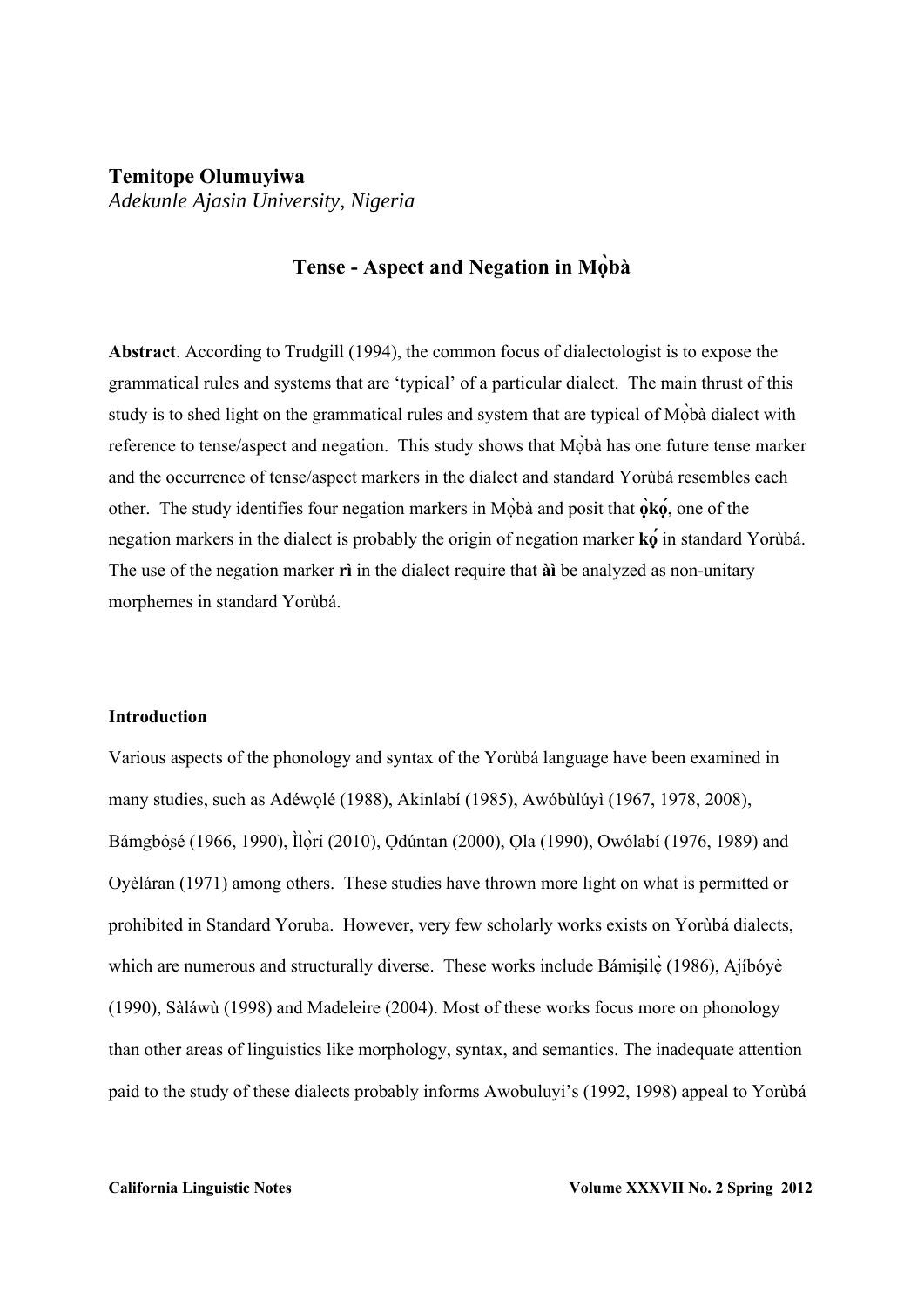**Temitope Olumuyiwa**
*Adekunle Ajasin University, Nigeria*

## Tense - Aspect and Negation in Mọ̀bà

**Abstract**. According to Trudgill (1994), the common focus of dialectologist is to expose the grammatical rules and systems that are 'typical' of a particular dialect. The main thrust of this study is to shed light on the grammatical rules and system that are typical of Mọ̀bà dialect with reference to tense/aspect and negation. This study shows that Mọ̀bà has one future tense marker and the occurrence of tense/aspect markers in the dialect and standard Yorùbá resembles each other. The study identifies four negation markers in Mọ̀bà and posit that **ọ̀kọ́**, one of the negation markers in the dialect is probably the origin of negation marker **kọ́** in standard Yorùbá. The use of the negation marker **rì** in the dialect require that **àì** be analyzed as non-unitary morphemes in standard Yorùbá.

### Introduction

Various aspects of the phonology and syntax of the Yorùbá language have been examined in many studies, such as Adéwọlé (1988), Akinlabí (1985), Awóbùlúyì (1967, 1978, 2008), Bámgbóṣé (1966, 1990), Ìlọ̀rí (2010), Ọdúntan (2000), Ọla (1990), Owólabí (1976, 1989) and Oyèláran (1971) among others. These studies have thrown more light on what is permitted or prohibited in Standard Yoruba. However, very few scholarly works exists on Yorùbá dialects, which are numerous and structurally diverse. These works include Bámiṣilẹ̀ (1986), Ajíbóyè (1990), Sàláwù (1998) and Madeleire (2004). Most of these works focus more on phonology than other areas of linguistics like morphology, syntax, and semantics. The inadequate attention paid to the study of these dialects probably informs Awobuluyi's (1992, 1998) appeal to Yorùbá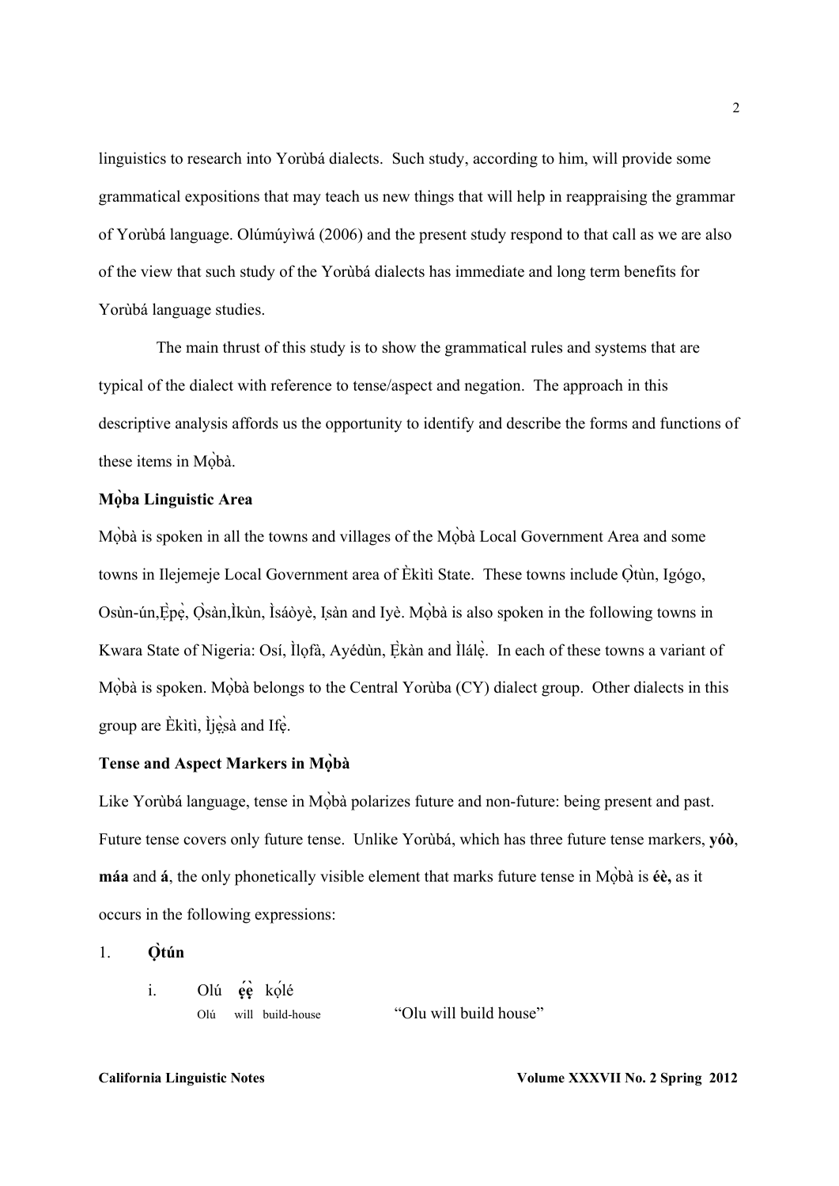linguistics to research into Yorùbá dialects. Such study, according to him, will provide some grammatical expositions that may teach us new things that will help in reappraising the grammar of Yorùbá language. Olúmúyìwá (2006) and the present study respond to that call as we are also of the view that such study of the Yorùbá dialects has immediate and long term benefits for Yorùbá language studies.

The main thrust of this study is to show the grammatical rules and systems that are typical of the dialect with reference to tense/aspect and negation. The approach in this descriptive analysis affords us the opportunity to identify and describe the forms and functions of these items in Mọ̀bà.

**Mọ̀ba Linguistic Area**

Mọ̀bà is spoken in all the towns and villages of the Mọ̀bà Local Government Area and some towns in Ilejemeje Local Government area of Èkìtì State. These towns include Ọ̀tùn, Igógo, Osùn-ún,Ẹ̀pẹ̀, Ọ̀sàn,Ìkùn, Ìsáòyè, Ịsàn and Iyè. Mọ̀bà is also spoken in the following towns in Kwara State of Nigeria: Osí, Ìlọfà, Ayédùn, Ẹ̀kàn and Ìlálẹ̀. In each of these towns a variant of Mọ̀bà is spoken. Mọ̀bà belongs to the Central Yorùba (CY) dialect group. Other dialects in this group are Èkìtì, Ìjẹ̀ṣà and Ifẹ̀.

**Tense and Aspect Markers in Mọ̀bà**

Like Yorùbá language, tense in Mọ̀bà polarizes future and non-future: being present and past. Future tense covers only future tense. Unlike Yorùbá, which has three future tense markers, **yóò**, **máa** and **á**, the only phonetically visible element that marks future tense in Mọ̀bà is **éè,** as it occurs in the following expressions:

1. **Ọ̀tún**

   i. Olú **ẹ́ẹ̀** kọ́lé
   Olú will build-house "Olu will build house"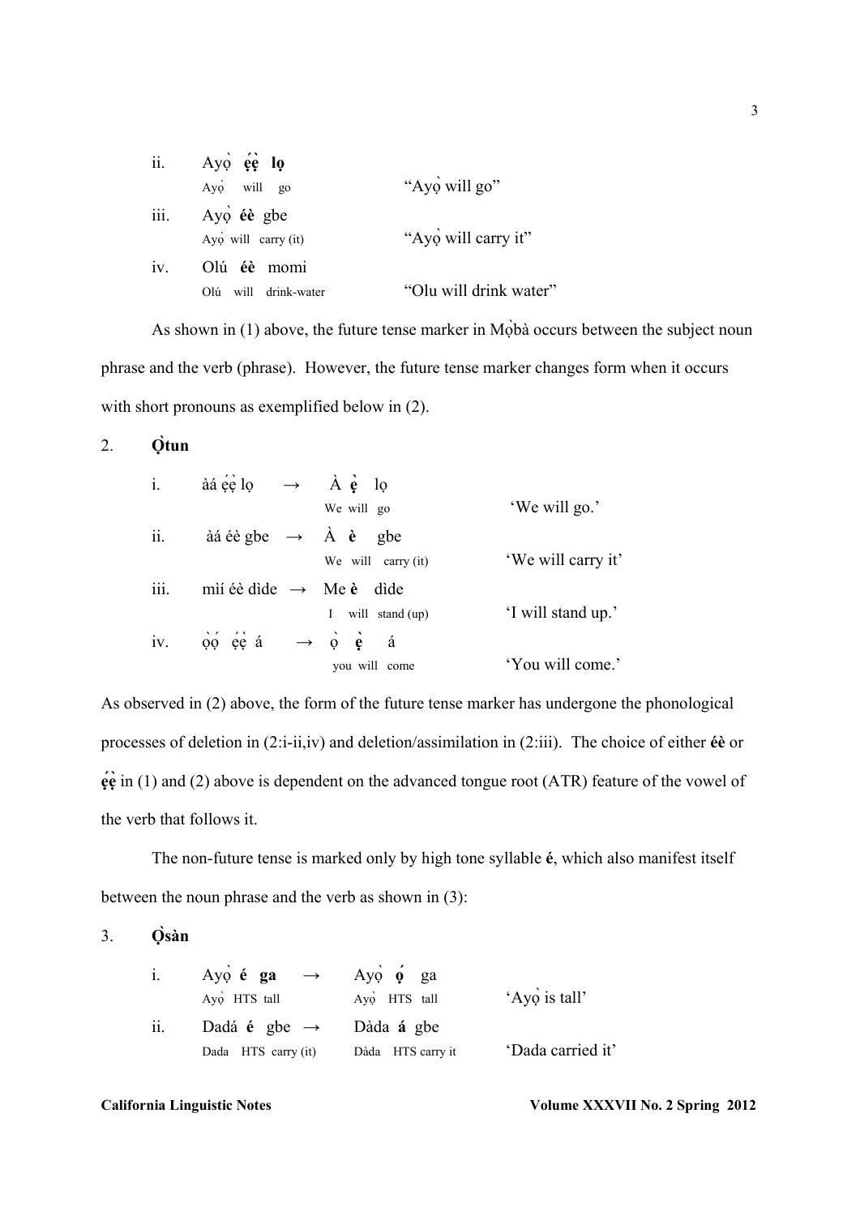ii. Ayọ̀ **ẹ́ẹ̀ lọ**
    Ayọ̀ will go — "Ayọ̀ will go"

iii. Ayọ̀ **éè** gbe
    Ayọ̀ will carry (it) — "Ayọ̀ will carry it"

iv. Olú **éè** momi
    Olú will drink-water — "Olu will drink water"

As shown in (1) above, the future tense marker in Mọ̀bà occurs between the subject noun phrase and the verb (phrase). However, the future tense marker changes form when it occurs with short pronouns as exemplified below in (2).

2. **Ọ̀tun**

| | | | |
|---|---|---|---|
| i. | àá ẹ́ẹ̀ lọ → | À **ẹ̀** lọ<br>We will go | 'We will go.' |
| ii. | àá éè gbe → | À **è** gbe<br>We will carry (it) | 'We will carry it' |
| iii. | mií éè dide → | Me **è** dide<br>I will stand (up) | 'I will stand up.' |
| iv. | ọ̀ọ́ ẹ́ẹ̀ á → | ọ̀ **ẹ̀** á<br>you will come | 'You will come.' |

As observed in (2) above, the form of the future tense marker has undergone the phonological processes of deletion in (2:i-ii,iv) and deletion/assimilation in (2:iii). The choice of either **éè** or **ẹ́ẹ̀** in (1) and (2) above is dependent on the advanced tongue root (ATR) feature of the vowel of the verb that follows it.

The non-future tense is marked only by high tone syllable **é**, which also manifest itself between the noun phrase and the verb as shown in (3):

3. **Ọ̀sàn**

| | | | |
|---|---|---|---|
| i. | Ayọ̀ **é ga** →<br>Ayọ̀ HTS tall | Ayọ̀ **ọ́** ga<br>Ayọ̀ HTS tall | 'Ayọ̀ is tall' |
| ii. | Dadá **é** gbe →<br>Dada HTS carry (it) | Dàda **á** gbe<br>Dàda HTS carry it | 'Dada carried it' |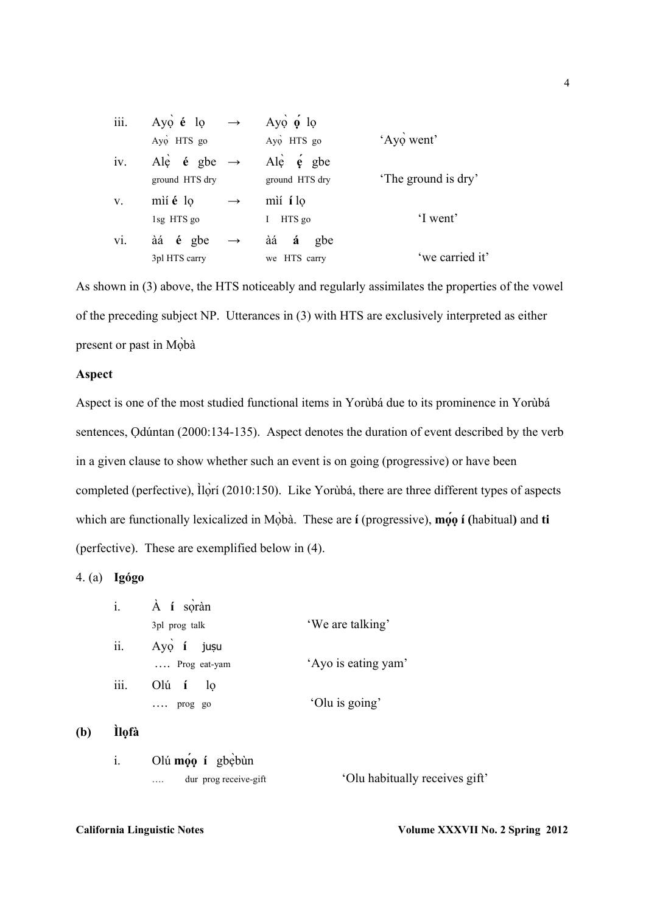iii. Ayọ̀ **é** lọ → Ayọ̀ **ọ́** lọ
Ayọ̀ HTS go — Ayọ̀ HTS go — 'Ayọ̀ went'

iv. Alẹ̀ **é** gbe → Alẹ̀ **ẹ́** gbe
ground HTS dry — ground HTS dry — 'The ground is dry'

v. mìí **é** lọ → mìí **í** lọ
1sg HTS go — I HTS go — 'I went'

vi. àá **é** gbe → àá **á** gbe
3pl HTS carry — we HTS carry — 'we carried it'

As shown in (3) above, the HTS noticeably and regularly assimilates the properties of the vowel of the preceding subject NP. Utterances in (3) with HTS are exclusively interpreted as either present or past in Mọ̀bà

**Aspect**

Aspect is one of the most studied functional items in Yorùbá due to its prominence in Yorùbá sentences, Ọdúntan (2000:134-135). Aspect denotes the duration of event described by the verb in a given clause to show whether such an event is on going (progressive) or have been completed (perfective), Ìlọ̀rí (2010:150). Like Yorùbá, there are three different types of aspects which are functionally lexicalized in Mọ̀bà. These are **í** (progressive), **mọ́ọ̣ í (**habitual**)** and **ti** (perfective). These are exemplified below in (4).

4. (a) **Igógo**

i. À **í** sọ̀ràn
3pl prog talk — 'We are talking'

ii. Ayọ̀ **í** jụṣu
…. Prog eat-yam — 'Ayo is eating yam'

iii. Olú **í** lọ
…. prog go — 'Olu is going'

**(b) Ìlọfà**

i. Olú **mọ́ọ̣ í** gbẹ̀bùn
…. dur prog receive-gift — 'Olu habitually receives gift'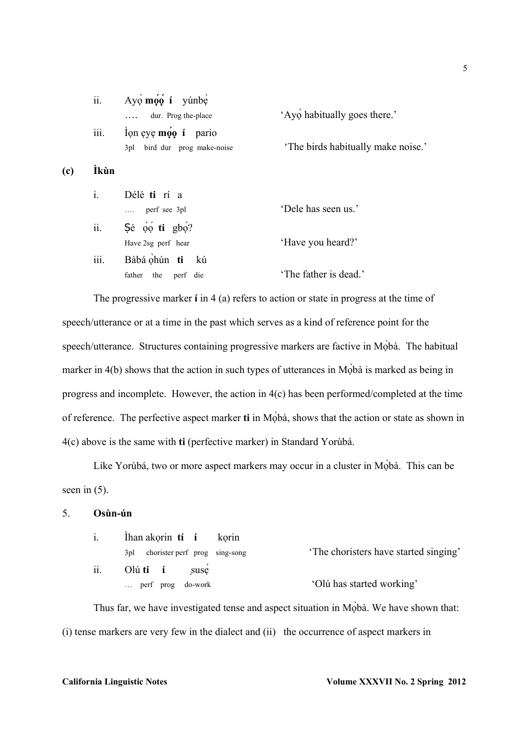ii. Ayọ̀ **mọ́ọ̀ í** yúnbẹ̀
   …. dur. Prog the-place — 'Ayọ̀ habitually goes there.'

iii. Ìọn ẹyẹ **mọ́ọ̀ í** pario
   3pl bird dur prog make-noise — 'The birds habitually make noise.'

**(c) Ìkùn**

i. Délé **ti** rí a
   …. perf see 3pl — 'Dele has seen us.'

ii. Ṣé ọ̀ọ́ **ti** gbọ́?
   Have 2sg perf hear — 'Have you heard?'

iii. Bàbá ọ̀hún **ti** kú
   father the perf die — 'The father is dead.'

The progressive marker **í** in 4 (a) refers to action or state in progress at the time of speech/utterance or at a time in the past which serves as a kind of reference point for the speech/utterance. Structures containing progressive markers are factive in Mọ̀bà. The habitual marker in 4(b) shows that the action in such types of utterances in Mọ̀bà is marked as being in progress and incomplete. However, the action in 4(c) has been performed/completed at the time of reference. The perfective aspect marker **ti** in Mọ̀bà, shows that the action or state as shown in 4(c) above is the same with **ti** (perfective marker) in Standard Yorùbá.

Like Yorùbá, two or more aspect markers may occur in a cluster in Mọ̀bà. This can be seen in (5).

5. **Osùn-ún**

i. Ìhan akọrin **tí í** kọrin
   3pl chorister perf prog sing-song — 'The choristers have started singing'

ii. Olú **ti í** ṣusẹ́
   … perf prog do-work — 'Olú has started working'

Thus far, we have investigated tense and aspect situation in Mọ̀bà. We have shown that: (i) tense markers are very few in the dialect and (ii) the occurrence of aspect markers in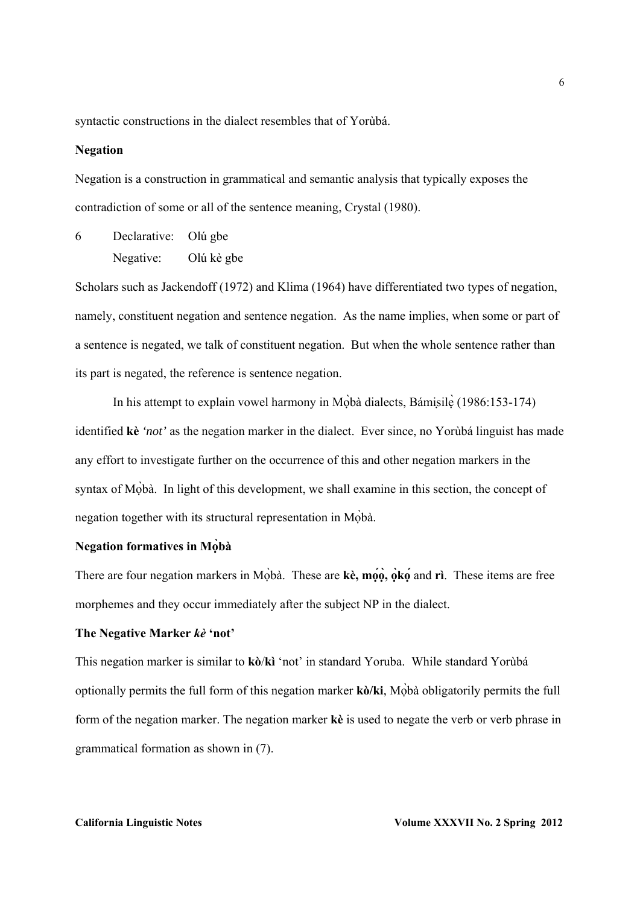syntactic constructions in the dialect resembles that of Yorùbá.

### Negation

Negation is a construction in grammatical and semantic analysis that typically exposes the contradiction of some or all of the sentence meaning, Crystal (1980).

6 Declarative: Olú gbe
  Negative: Olú kè gbe

Scholars such as Jackendoff (1972) and Klima (1964) have differentiated two types of negation, namely, constituent negation and sentence negation. As the name implies, when some or part of a sentence is negated, we talk of constituent negation. But when the whole sentence rather than its part is negated, the reference is sentence negation.

In his attempt to explain vowel harmony in Mọ̀bà dialects, Bámịṣilẹ̀ (1986:153-174) identified **kè** *'not'* as the negation marker in the dialect. Ever since, no Yorùbá linguist has made any effort to investigate further on the occurrence of this and other negation markers in the syntax of Mọ̀bà. In light of this development, we shall examine in this section, the concept of negation together with its structural representation in Mọ̀bà.

### Negation formatives in Mọ̀bà

There are four negation markers in Mọ̀bà. These are **kè, mọ́ọ̀, ọ̀kọ́** and **rì**. These items are free morphemes and they occur immediately after the subject NP in the dialect.

### The Negative Marker *kè* 'not'

This negation marker is similar to **kò**/**kì** 'not' in standard Yoruba. While standard Yorùbá optionally permits the full form of this negation marker **kò/ki**, Mọ̀bà obligatorily permits the full form of the negation marker. The negation marker **kè** is used to negate the verb or verb phrase in grammatical formation as shown in (7).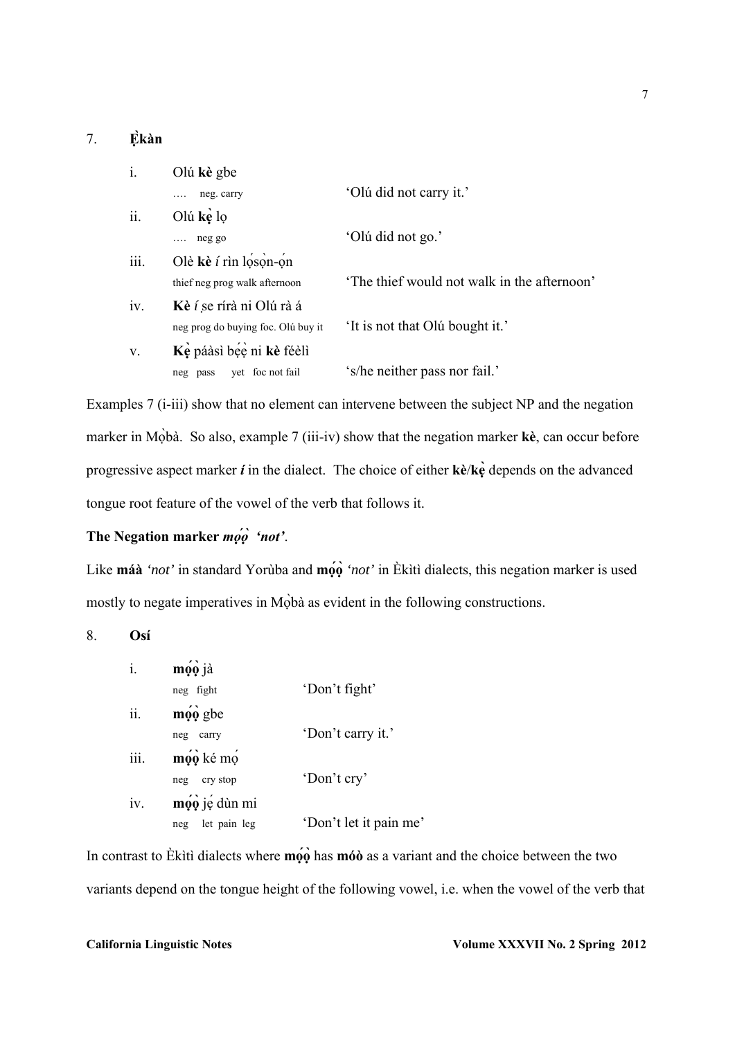7. **Ẹ̀kàn**

| | | |
|---|---|---|
| i. | Olú **kè** gbe<br>…. neg. carry | 'Olú did not carry it.' |
| ii. | Olú **kẹ̀** lọ<br>…. neg go | 'Olú did not go.' |
| iii. | Olè **kè** *í* rìn lọ́sọ̀n-ọ́n<br>thief neg prog walk afternoon | 'The thief would not walk in the afternoon' |
| iv. | **Kè** *í* ṣe rírà ni Olú rà á<br>neg prog do buying foc. Olú buy it | 'It is not that Olú bought it.' |
| v. | **Kẹ̀** páàsì bẹ́ẹ̀ ni **kè** féèlì<br>neg pass yet foc not fail | 's/he neither pass nor fail.' |

Examples 7 (i-iii) show that no element can intervene between the subject NP and the negation marker in Mọ̀bà. So also, example 7 (iii-iv) show that the negation marker **kè**, can occur before progressive aspect marker ***í*** in the dialect. The choice of either **kè**/**kẹ̀** depends on the advanced tongue root feature of the vowel of the verb that follows it.

**The Negation marker *mọ́ọ̀* *'not'*.**

Like **máà** *'not'* in standard Yorùba and **mọ́ọ̀** *'not'* in Èkìtì dialects, this negation marker is used mostly to negate imperatives in Mọ̀bà as evident in the following constructions.

8. **Osí**

| | | |
|---|---|---|
| i. | **mọ́ọ̀** jà<br>neg fight | 'Don't fight' |
| ii. | **mọ́ọ̀** gbe<br>neg carry | 'Don't carry it.' |
| iii. | **mọ́ọ̀** ké mọ́<br>neg cry stop | 'Don't cry' |
| iv. | **mọ́ọ̀** jẹ́ dùn mi<br>neg let pain leg | 'Don't let it pain me' |

In contrast to Èkìtì dialects where **mọ́ọ̀** has **móò** as a variant and the choice between the two variants depend on the tongue height of the following vowel, i.e. when the vowel of the verb that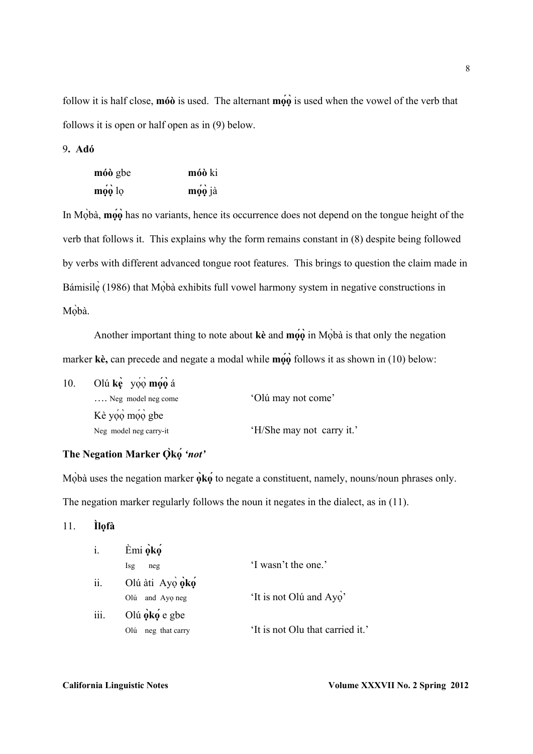follow it is half close, **móò** is used. The alternant **mọ́ọ̀** is used when the vowel of the verb that follows it is open or half open as in (9) below.

9**. Adó**

| | |
|---|---|
| **móò** gbe | **móò** ki |
| **mọ́ọ̀** lọ | **mọ́ọ̀** jà |

In Mọ̀bà, **mọ́ọ̀** has no variants, hence its occurrence does not depend on the tongue height of the verb that follows it. This explains why the form remains constant in (8) despite being followed by verbs with different advanced tongue root features. This brings to question the claim made in Bámisilẹ̀ (1986) that Mọ̀bà exhibits full vowel harmony system in negative constructions in Mọ̀bà.

Another important thing to note about **kè** and **mọ́ọ̀** in Mọ̀bà is that only the negation marker **kè,** can precede and negate a modal while **mọ́ọ̀** follows it as shown in (10) below:

10. Olú **kẹ̀** yọ́ọ̀ **mọ́ọ̀** á
    …. Neg model neg come — 'Olú may not come'
    Kè yọ́ọ̀ mọ́ọ̀ gbe
    Neg model neg carry-it — 'H/She may not carry it.'

### The Negation Marker Ọ̀kọ́ *'not'*

Mọ̀bà uses the negation marker **ọ̀kọ́** to negate a constituent, namely, nouns/noun phrases only. The negation marker regularly follows the noun it negates in the dialect, as in (11).

11. **Ìlọfà**

i. Èmi **ọ̀kọ́**
   Isg neg — 'I wasn't the one.'

ii. Olú àti Ayọ̀ **ọ̀kọ́**
   Olú and Ayọ neg — 'It is not Olú and Ayọ̀'

iii. Olú **ọ̀kọ́** e gbe
   Olú neg that carry — 'It is not Olu that carried it.'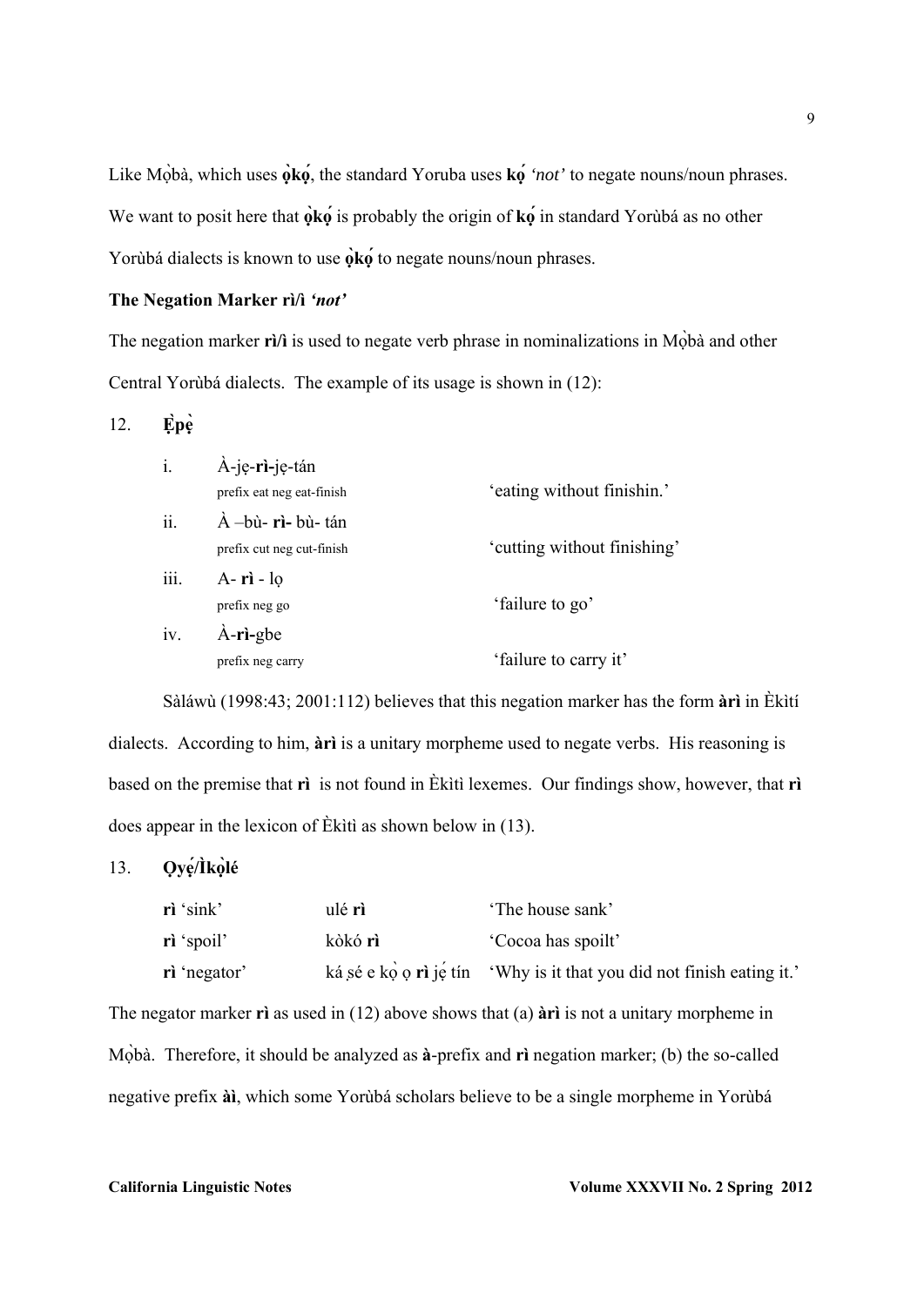Like Mọ̀bà, which uses **ọ̀kọ́**, the standard Yoruba uses **kọ́** *'not'* to negate nouns/noun phrases. We want to posit here that **ọ̀kọ́** is probably the origin of **kọ́** in standard Yorùbá as no other Yorùbá dialects is known to use **ọ̀kọ́** to negate nouns/noun phrases.

**The Negation Marker rì/ì *'not'***

The negation marker **rì/ì** is used to negate verb phrase in nominalizations in Mọ̀bà and other Central Yorùbá dialects. The example of its usage is shown in (12):

12. **Ẹ̀pẹ̀**

| | | |
|---|---|---|
| i. | À-jẹ-**rì-**jẹ-tán<br>prefix eat neg eat-finish | 'eating without finishin.' |
| ii. | À –bù- **rì-** bù- tán<br>prefix cut neg cut-finish | 'cutting without finishing' |
| iii. | A- **rì** - lọ<br>prefix neg go | 'failure to go' |
| iv. | À-**rì-**gbe<br>prefix neg carry | 'failure to carry it' |

Sàláwù (1998:43; 2001:112) believes that this negation marker has the form **àrì** in Èkìtí dialects. According to him, **àrì** is a unitary morpheme used to negate verbs. His reasoning is based on the premise that **rì** is not found in Èkìtì lexemes. Our findings show, however, that **rì** does appear in the lexicon of Èkìtì as shown below in (13).

13. **Ọyẹ́/Ìkọ̀lé**

| | | |
|---|---|---|
| **rì** 'sink' | ulé **rì** | 'The house sank' |
| **rì** 'spoil' | kòkó **rì** | 'Cocoa has spoilt' |
| **rì** 'negator' | ká ṣé e kọ̀ ọ **rì** jẹ́ tín | 'Why is it that you did not finish eating it.' |

The negator marker **rì** as used in (12) above shows that (a) **àrì** is not a unitary morpheme in Mọ̀bà. Therefore, it should be analyzed as **à**-prefix and **rì** negation marker; (b) the so-called negative prefix **àì**, which some Yorùbá scholars believe to be a single morpheme in Yorùbá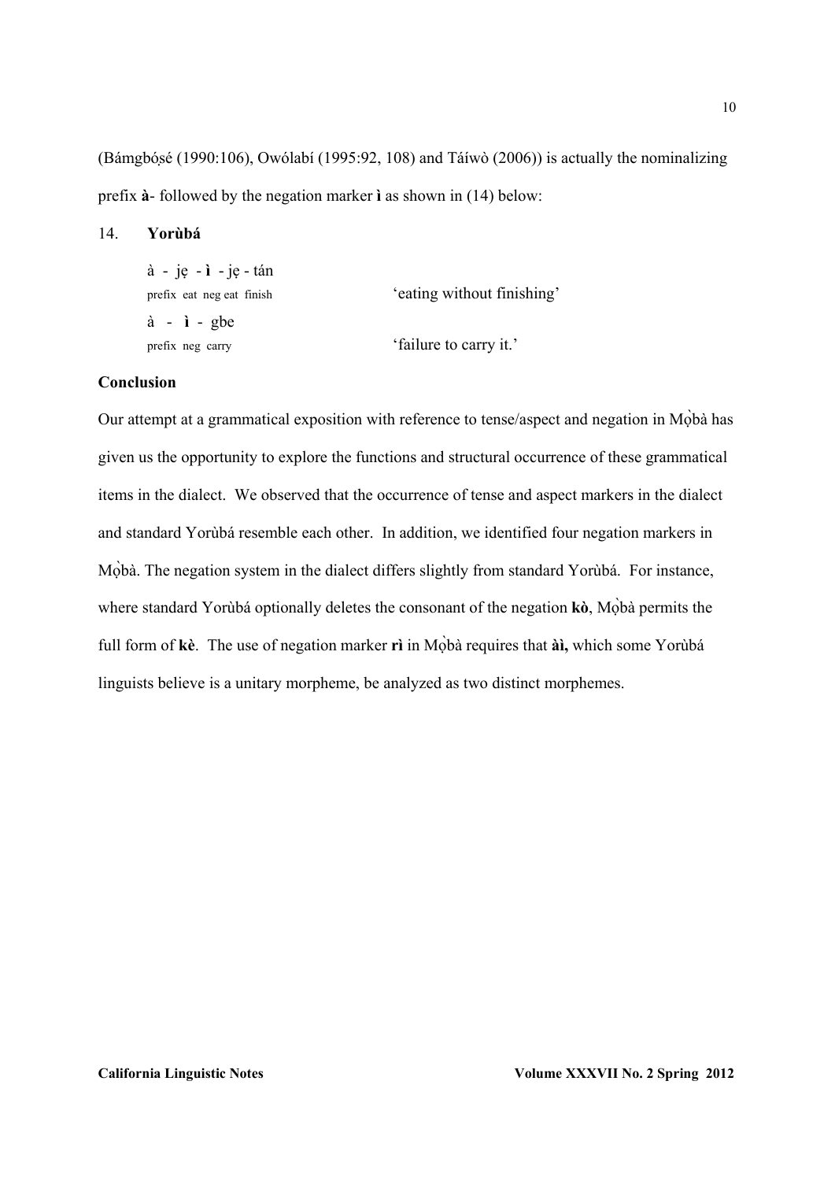(Bámgbóṣé (1990:106), Owólabí (1995:92, 108) and Táíwò (2006)) is actually the nominalizing prefix **à**- followed by the negation marker **ì** as shown in (14) below:

14. **Yorùbá**

à - jẹ - **ì** - jẹ - tán
prefix eat neg eat finish — 'eating without finishing'

à - **ì** - gbe
prefix neg carry — 'failure to carry it.'

**Conclusion**

Our attempt at a grammatical exposition with reference to tense/aspect and negation in Mọ̀bà has given us the opportunity to explore the functions and structural occurrence of these grammatical items in the dialect. We observed that the occurrence of tense and aspect markers in the dialect and standard Yorùbá resemble each other. In addition, we identified four negation markers in Mọ̀bà. The negation system in the dialect differs slightly from standard Yorùbá. For instance, where standard Yorùbá optionally deletes the consonant of the negation **kò**, Mọ̀bà permits the full form of **kè**. The use of negation marker **rì** in Mọ̀bà requires that **àì,** which some Yorùbá linguists believe is a unitary morpheme, be analyzed as two distinct morphemes.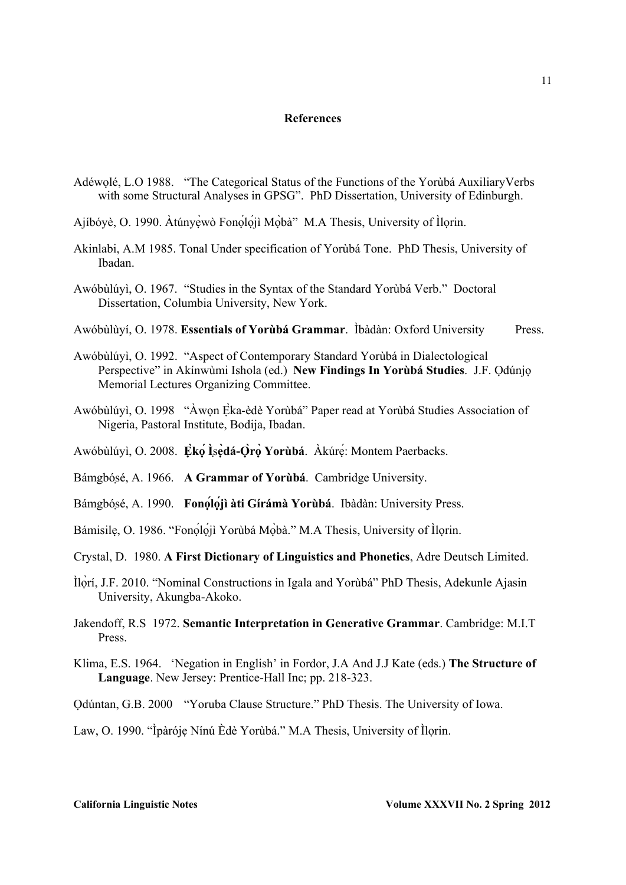## References

Adéwọlé, L.O 1988. "The Categorical Status of the Functions of the Yorùbá AuxiliaryVerbs with some Structural Analyses in GPSG". PhD Dissertation, University of Edinburgh.

Ajíbóyè, O. 1990. Àtúnyẹ̀wò Fonọ́lọ́jì Mọ̀bà" M.A Thesis, University of Ìlọrin.

Akinlabi, A.M 1985. Tonal Under specification of Yorùbá Tone. PhD Thesis, University of Ibadan.

Awóbùlúyì, O. 1967. "Studies in the Syntax of the Standard Yorùbá Verb." Doctoral Dissertation, Columbia University, New York.

Awóbùlùyí, O. 1978. **Essentials of Yorùbá Grammar**. Ìbàdàn: Oxford University Press.

Awóbùlúyì, O. 1992. "Aspect of Contemporary Standard Yorùbá in Dialectological Perspective" in Akínwùmi Ishola (ed.) **New Findings In Yorùbá Studies**. J.F. Ọdúnjọ Memorial Lectures Organizing Committee.

Awóbùlúyì, O. 1998 "Àwọn Ẹ̀ka-èdè Yorùbá" Paper read at Yorùbá Studies Association of Nigeria, Pastoral Institute, Bodija, Ibadan.

Awóbùlúyì, O. 2008. **Ẹ̀kọ́ Ìṣẹ̀dá-Ọ̀rọ̀ Yorùbá**. Àkúrẹ́: Montem Paerbacks.

Bámgbóṣé, A. 1966. **A Grammar of Yorùbá**. Cambridge University.

Bámgbóṣé, A. 1990. **Fonọ́lọ́jì àti Gírámà Yorùbá**. Ibàdàn: University Press.

Bámisilẹ, O. 1986. "Fonọ́lọ́jì Yorùbá Mọ̀bà." M.A Thesis, University of Ìlọrin.

Crystal, D. 1980. **A First Dictionary of Linguistics and Phonetics**, Adre Deutsch Limited.

Ìlọ̀rí, J.F. 2010. "Nominal Constructions in Igala and Yorùbá" PhD Thesis, Adekunle Ajasin University, Akungba-Akoko.

Jakendoff, R.S 1972. **Semantic Interpretation in Generative Grammar**. Cambridge: M.I.T Press.

Klima, E.S. 1964. 'Negation in English' in Fordor, J.A And J.J Kate (eds.) **The Structure of Language**. New Jersey: Prentice-Hall Inc; pp. 218-323.

Ọdúntan, G.B. 2000 "Yoruba Clause Structure." PhD Thesis. The University of Iowa.

Law, O. 1990. "Ìpàrójẹ Nínú Èdè Yorùbá." M.A Thesis, University of Ìlọrin.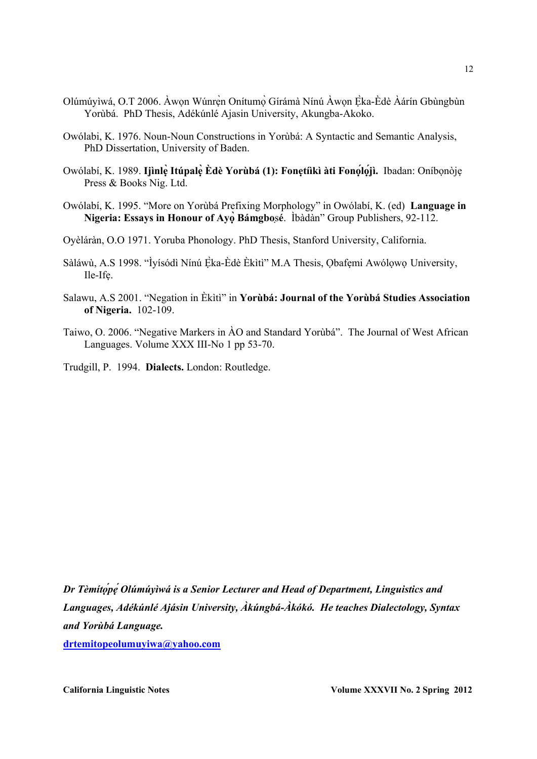Olúmúyìwá, O.T 2006. Àwọn Wúnrẹ̀n Onítumọ̀ Gírámà Nínú Àwọn Ẹ̀ka-Èdè Àárín Gbùngbùn Yorùbá. PhD Thesis, Adékúnlé Ajasin University, Akungba-Akoko.

Owólabi, K. 1976. Noun-Noun Constructions in Yorùbá: A Syntactic and Semantic Analysis, PhD Dissertation, University of Baden.

Owólabí, K. 1989. **Ijìnlẹ̀ Itúpalẹ̀ Èdè Yorùbá (1): Fonẹtíìkì àti Fonọ́lọ́jì.** Ibadan: Oníbọnòjẹ Press & Books Nig. Ltd.

Owólabí, K. 1995. "More on Yorùbá Prefixing Morphology" in Owólabí, K. (ed) **Language in Nigeria: Essays in Honour of Ayọ̀ Bámgbọṣé**. Ìbàdàn" Group Publishers, 92-112.

Oyèláràn, O.O 1971. Yoruba Phonology. PhD Thesis, Stanford University, California.

Sàláwù, A.S 1998. "Ìyísódì Nínú Ẹ̀ka-Èdè Èkìtì" M.A Thesis, Ọbafẹmi Awólọwọ University, Ile-Ifẹ.

Salawu, A.S 2001. "Negation in Èkìtì" in **Yorùbá: Journal of the Yorùbá Studies Association of Nigeria.** 102-109.

Taiwo, O. 2006. "Negative Markers in ÀO and Standard Yorùbá". The Journal of West African Languages. Volume XXX III-No 1 pp 53-70.

Trudgill, P. 1994. **Dialects.** London: Routledge.

***Dr Tèmítọ́pẹ́ Olúmúyìwá is a Senior Lecturer and Head of Department, Linguistics and Languages, Adékúnlé Ajásin University, Àkúngbá-Àkókó. He teaches Dialectology, Syntax and Yorùbá Language.***

**drtemitopeolumuyiwa@yahoo.com**